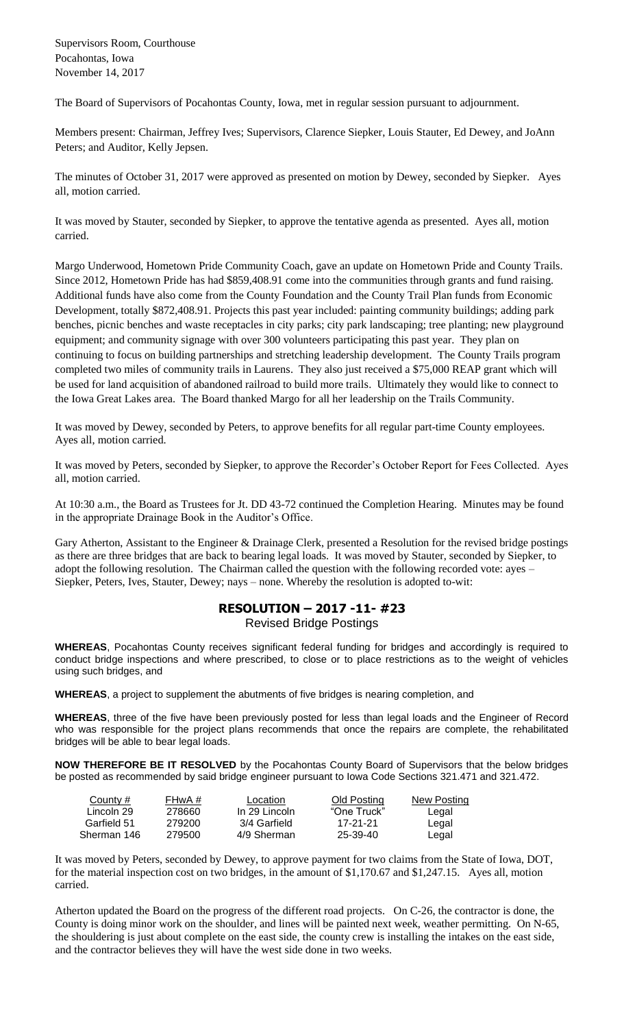Supervisors Room, Courthouse
Pocahontas, Iowa
November 14, 2017

The Board of Supervisors of Pocahontas County, Iowa, met in regular session pursuant to adjournment.

Members present: Chairman, Jeffrey Ives; Supervisors, Clarence Siepker, Louis Stauter, Ed Dewey, and JoAnn Peters; and Auditor, Kelly Jepsen.

The minutes of October 31, 2017 were approved as presented on motion by Dewey, seconded by Siepker. Ayes all, motion carried.

It was moved by Stauter, seconded by Siepker, to approve the tentative agenda as presented. Ayes all, motion carried.

Margo Underwood, Hometown Pride Community Coach, gave an update on Hometown Pride and County Trails. Since 2012, Hometown Pride has had $859,408.91 come into the communities through grants and fund raising. Additional funds have also come from the County Foundation and the County Trail Plan funds from Economic Development, totally $872,408.91. Projects this past year included: painting community buildings; adding park benches, picnic benches and waste receptacles in city parks; city park landscaping; tree planting; new playground equipment; and community signage with over 300 volunteers participating this past year. They plan on continuing to focus on building partnerships and stretching leadership development. The County Trails program completed two miles of community trails in Laurens. They also just received a $75,000 REAP grant which will be used for land acquisition of abandoned railroad to build more trails. Ultimately they would like to connect to the Iowa Great Lakes area. The Board thanked Margo for all her leadership on the Trails Community.

It was moved by Dewey, seconded by Peters, to approve benefits for all regular part-time County employees. Ayes all, motion carried.

It was moved by Peters, seconded by Siepker, to approve the Recorder's October Report for Fees Collected. Ayes all, motion carried.

At 10:30 a.m., the Board as Trustees for Jt. DD 43-72 continued the Completion Hearing. Minutes may be found in the appropriate Drainage Book in the Auditor's Office.

Gary Atherton, Assistant to the Engineer & Drainage Clerk, presented a Resolution for the revised bridge postings as there are three bridges that are back to bearing legal loads. It was moved by Stauter, seconded by Siepker, to adopt the following resolution. The Chairman called the question with the following recorded vote: ayes – Siepker, Peters, Ives, Stauter, Dewey; nays – none. Whereby the resolution is adopted to-wit:

## RESOLUTION – 2017 -11- #23

Revised Bridge Postings

**WHEREAS**, Pocahontas County receives significant federal funding for bridges and accordingly is required to conduct bridge inspections and where prescribed, to close or to place restrictions as to the weight of vehicles using such bridges, and

**WHEREAS**, a project to supplement the abutments of five bridges is nearing completion, and

**WHEREAS**, three of the five have been previously posted for less than legal loads and the Engineer of Record who was responsible for the project plans recommends that once the repairs are complete, the rehabilitated bridges will be able to bear legal loads.

**NOW THEREFORE BE IT RESOLVED** by the Pocahontas County Board of Supervisors that the below bridges be posted as recommended by said bridge engineer pursuant to Iowa Code Sections 321.471 and 321.472.

| County # | FHwA # | Location | Old Posting | New Posting |
|---|---|---|---|---|
| Lincoln 29 | 278660 | In 29 Lincoln | "One Truck" | Legal |
| Garfield 51 | 279200 | 3/4 Garfield | 17-21-21 | Legal |
| Sherman 146 | 279500 | 4/9 Sherman | 25-39-40 | Legal |

It was moved by Peters, seconded by Dewey, to approve payment for two claims from the State of Iowa, DOT, for the material inspection cost on two bridges, in the amount of $1,170.67 and $1,247.15. Ayes all, motion carried.

Atherton updated the Board on the progress of the different road projects. On C-26, the contractor is done, the County is doing minor work on the shoulder, and lines will be painted next week, weather permitting. On N-65, the shouldering is just about complete on the east side, the county crew is installing the intakes on the east side, and the contractor believes they will have the west side done in two weeks.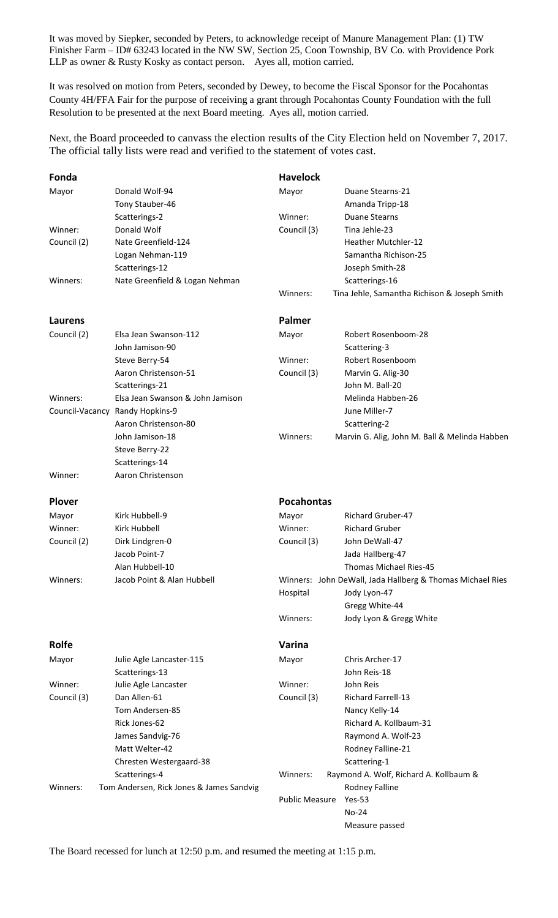It was moved by Siepker, seconded by Peters, to acknowledge receipt of Manure Management Plan: (1) TW Finisher Farm – ID# 63243 located in the NW SW, Section 25, Coon Township, BV Co. with Providence Pork LLP as owner & Rusty Kosky as contact person. Ayes all, motion carried.

It was resolved on motion from Peters, seconded by Dewey, to become the Fiscal Sponsor for the Pocahontas County 4H/FFA Fair for the purpose of receiving a grant through Pocahontas County Foundation with the full Resolution to be presented at the next Board meeting. Ayes all, motion carried.

Next, the Board proceeded to canvass the election results of the City Election held on November 7, 2017. The official tally lists were read and verified to the statement of votes cast.

**Fonda**

| | |
|---|---|
| Mayor | Donald Wolf-94 |
| | Tony Stauber-46 |
| | Scatterings-2 |
| Winner: | Donald Wolf |
| Council (2) | Nate Greenfield-124 |
| | Logan Nehman-119 |
| | Scatterings-12 |
| Winners: | Nate Greenfield & Logan Nehman |

**Havelock**

| | |
|---|---|
| Mayor | Duane Stearns-21 |
| | Amanda Tripp-18 |
| Winner: | Duane Stearns |
| Council (3) | Tina Jehle-23 |
| | Heather Mutchler-12 |
| | Samantha Richison-25 |
| | Joseph Smith-28 |
| | Scatterings-16 |
| Winners: | Tina Jehle, Samantha Richison & Joseph Smith |

**Laurens**

| | |
|---|---|
| Council (2) | Elsa Jean Swanson-112 |
| | John Jamison-90 |
| | Steve Berry-54 |
| | Aaron Christenson-51 |
| | Scatterings-21 |
| Winners: | Elsa Jean Swanson & John Jamison |
| Council-Vacancy | Randy Hopkins-9 |
| | Aaron Christenson-80 |
| | John Jamison-18 |
| | Steve Berry-22 |
| | Scatterings-14 |
| Winner: | Aaron Christenson |

**Palmer**

| | |
|---|---|
| Mayor | Robert Rosenboom-28 |
| | Scattering-3 |
| Winner: | Robert Rosenboom |
| Council (3) | Marvin G. Alig-30 |
| | John M. Ball-20 |
| | Melinda Habben-26 |
| | June Miller-7 |
| | Scattering-2 |
| Winners: | Marvin G. Alig, John M. Ball & Melinda Habben |

**Plover**

| | |
|---|---|
| Mayor | Kirk Hubbell-9 |
| Winner: | Kirk Hubbell |
| Council (2) | Dirk Lindgren-0 |
| | Jacob Point-7 |
| | Alan Hubbell-10 |
| Winners: | Jacob Point & Alan Hubbell |

**Pocahontas**

| | |
|---|---|
| Mayor | Richard Gruber-47 |
| Winner: | Richard Gruber |
| Council (3) | John DeWall-47 |
| | Jada Hallberg-47 |
| | Thomas Michael Ries-45 |
| Winners: | John DeWall, Jada Hallberg & Thomas Michael Ries |
| Hospital | Jody Lyon-47 |
| | Gregg White-44 |
| Winners: | Jody Lyon & Gregg White |

**Rolfe**

| | |
|---|---|
| Mayor | Julie Agle Lancaster-115 |
| | Scatterings-13 |
| Winner: | Julie Agle Lancaster |
| Council (3) | Dan Allen-61 |
| | Tom Andersen-85 |
| | Rick Jones-62 |
| | James Sandvig-76 |
| | Matt Welter-42 |
| | Chresten Westergaard-38 |
| | Scatterings-4 |
| Winners: | Tom Andersen, Rick Jones & James Sandvig |

**Varina**

| | |
|---|---|
| Mayor | Chris Archer-17 |
| | John Reis-18 |
| Winner: | John Reis |
| Council (3) | Richard Farrell-13 |
| | Nancy Kelly-14 |
| | Richard A. Kollbaum-31 |
| | Raymond A. Wolf-23 |
| | Rodney Falline-21 |
| | Scattering-1 |
| Winners: | Raymond A. Wolf, Richard A. Kollbaum & Rodney Falline |
| Public Measure | Yes-53 |
| | No-24 |
| | Measure passed |

The Board recessed for lunch at 12:50 p.m. and resumed the meeting at 1:15 p.m.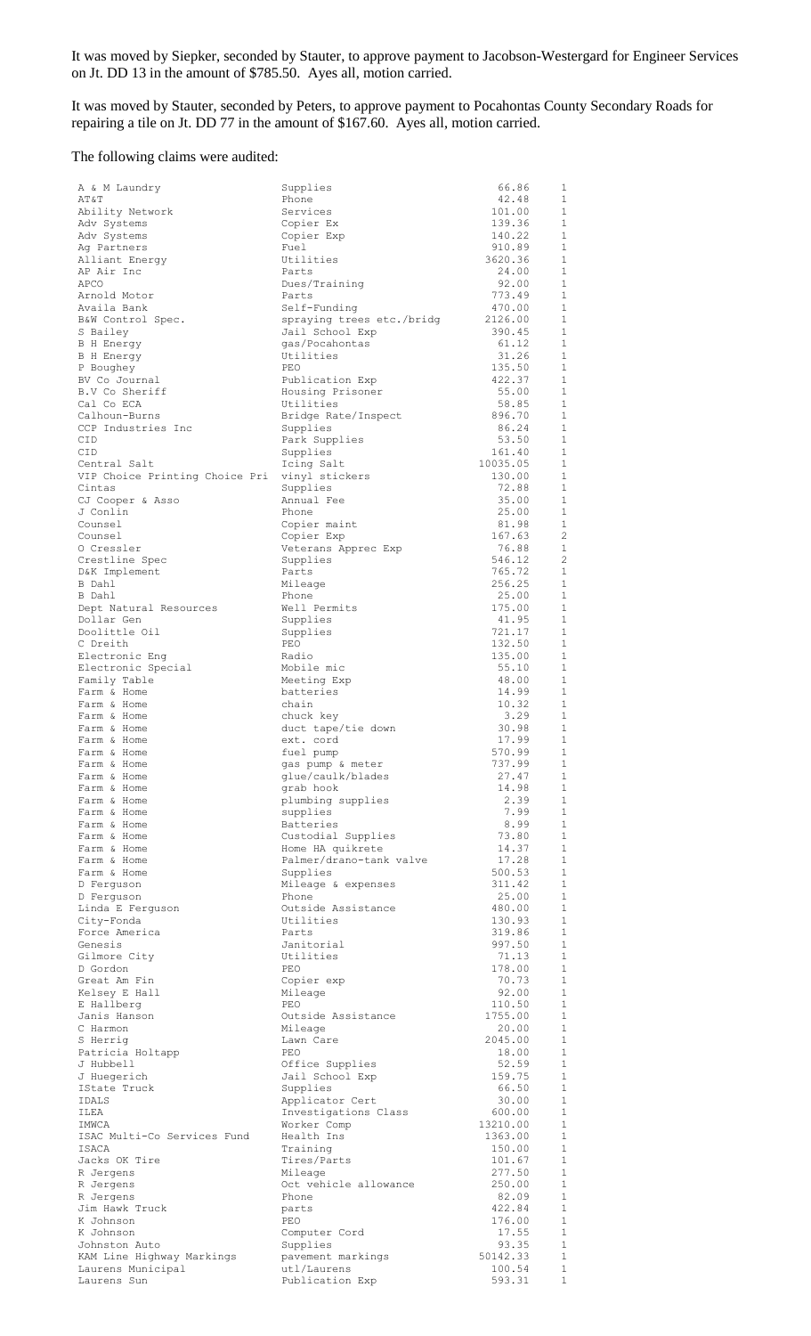It was moved by Siepker, seconded by Stauter, to approve payment to Jacobson-Westergard for Engineer Services on Jt. DD 13 in the amount of $785.50. Ayes all, motion carried.

It was moved by Stauter, seconded by Peters, to approve payment to Pocahontas County Secondary Roads for repairing a tile on Jt. DD 77 in the amount of $167.60. Ayes all, motion carried.

The following claims were audited:

| | | | |
|---|---|---|---|
| A & M Laundry | Supplies | 66.86 | 1 |
| AT&T | Phone | 42.48 | 1 |
| Ability Network | Services | 101.00 | 1 |
| Adv Systems | Copier Ex | 139.36 | 1 |
| Adv Systems | Copier Exp | 140.22 | 1 |
| Ag Partners | Fuel | 910.89 | 1 |
| Alliant Energy | Utilities | 3620.36 | 1 |
| AP Air Inc | Parts | 24.00 | 1 |
| APCO | Dues/Training | 92.00 | 1 |
| Arnold Motor | Parts | 773.49 | 1 |
| Availa Bank | Self-Funding | 470.00 | 1 |
| B&W Control Spec. | spraying trees etc./bridg | 2126.00 | 1 |
| S Bailey | Jail School Exp | 390.45 | 1 |
| B H Energy | gas/Pocahontas | 61.12 | 1 |
| B H Energy | Utilities | 31.26 | 1 |
| P Boughey | PEO | 135.50 | 1 |
| BV Co Journal | Publication Exp | 422.37 | 1 |
| B.V Co Sheriff | Housing Prisoner | 55.00 | 1 |
| Cal Co ECA | Utilities | 58.85 | 1 |
| Calhoun-Burns | Bridge Rate/Inspect | 896.70 | 1 |
| CCP Industries Inc | Supplies | 86.24 | 1 |
| CID | Park Supplies | 53.50 | 1 |
| CID | Supplies | 161.40 | 1 |
| Central Salt | Icing Salt | 10035.05 | 1 |
| VIP Choice Printing Choice Pri | vinyl stickers | 130.00 | 1 |
| Cintas | Supplies | 72.88 | 1 |
| CJ Cooper & Asso | Annual Fee | 35.00 | 1 |
| J Conlin | Phone | 25.00 | 1 |
| Counsel | Copier maint | 81.98 | 1 |
| Counsel | Copier Exp | 167.63 | 2 |
| O Cressler | Veterans Apprec Exp | 76.88 | 1 |
| Crestline Spec | Supplies | 546.12 | 2 |
| D&K Implement | Parts | 765.72 | 1 |
| B Dahl | Mileage | 256.25 | 1 |
| B Dahl | Phone | 25.00 | 1 |
| Dept Natural Resources | Well Permits | 175.00 | 1 |
| Dollar Gen | Supplies | 41.95 | 1 |
| Doolittle Oil | Supplies | 721.17 | 1 |
| C Dreith | PEO | 132.50 | 1 |
| Electronic Eng | Radio | 135.00 | 1 |
| Electronic Special | Mobile mic | 55.10 | 1 |
| Family Table | Meeting Exp | 48.00 | 1 |
| Farm & Home | batteries | 14.99 | 1 |
| Farm & Home | chain | 10.32 | 1 |
| Farm & Home | chuck key | 3.29 | 1 |
| Farm & Home | duct tape/tie down | 30.98 | 1 |
| Farm & Home | ext. cord | 17.99 | 1 |
| Farm & Home | fuel pump | 570.99 | 1 |
| Farm & Home | gas pump & meter | 737.99 | 1 |
| Farm & Home | glue/caulk/blades | 27.47 | 1 |
| Farm & Home | grab hook | 14.98 | 1 |
| Farm & Home | plumbing supplies | 2.39 | 1 |
| Farm & Home | supplies | 7.99 | 1 |
| Farm & Home | Batteries | 8.99 | 1 |
| Farm & Home | Custodial Supplies | 73.80 | 1 |
| Farm & Home | Home HA quikrete | 14.37 | 1 |
| Farm & Home | Palmer/drano-tank valve | 17.28 | 1 |
| Farm & Home | Supplies | 500.53 | 1 |
| D Ferguson | Mileage & expenses | 311.42 | 1 |
| D Ferguson | Phone | 25.00 | 1 |
| Linda E Ferguson | Outside Assistance | 480.00 | 1 |
| City-Fonda | Utilities | 130.93 | 1 |
| Force America | Parts | 319.86 | 1 |
| Genesis | Janitorial | 997.50 | 1 |
| Gilmore City | Utilities | 71.13 | 1 |
| D Gordon | PEO | 178.00 | 1 |
| Great Am Fin | Copier exp | 70.73 | 1 |
| Kelsey E Hall | Mileage | 92.00 | 1 |
| E Hallberg | PEO | 110.50 | 1 |
| Janis Hanson | Outside Assistance | 1755.00 | 1 |
| C Harmon | Mileage | 20.00 | 1 |
| S Herrig | Lawn Care | 2045.00 | 1 |
| Patricia Holtapp | PEO | 18.00 | 1 |
| J Hubbell | Office Supplies | 52.59 | 1 |
| J Huegerich | Jail School Exp | 159.75 | 1 |
| IState Truck | Supplies | 66.50 | 1 |
| IDALS | Applicator Cert | 30.00 | 1 |
| ILEA | Investigations Class | 600.00 | 1 |
| IMWCA | Worker Comp | 13210.00 | 1 |
| ISAC Multi-Co Services Fund | Health Ins | 1363.00 | 1 |
| ISACA | Training | 150.00 | 1 |
| Jacks OK Tire | Tires/Parts | 101.67 | 1 |
| R Jergens | Mileage | 277.50 | 1 |
| R Jergens | Oct vehicle allowance | 250.00 | 1 |
| R Jergens | Phone | 82.09 | 1 |
| Jim Hawk Truck | parts | 422.84 | 1 |
| K Johnson | PEO | 176.00 | 1 |
| K Johnson | Computer Cord | 17.55 | 1 |
| Johnston Auto | Supplies | 93.35 | 1 |
| KAM Line Highway Markings | pavement markings | 50142.33 | 1 |
| Laurens Municipal | utl/Laurens | 100.54 | 1 |
| Laurens Sun | Publication Exp | 593.31 | 1 |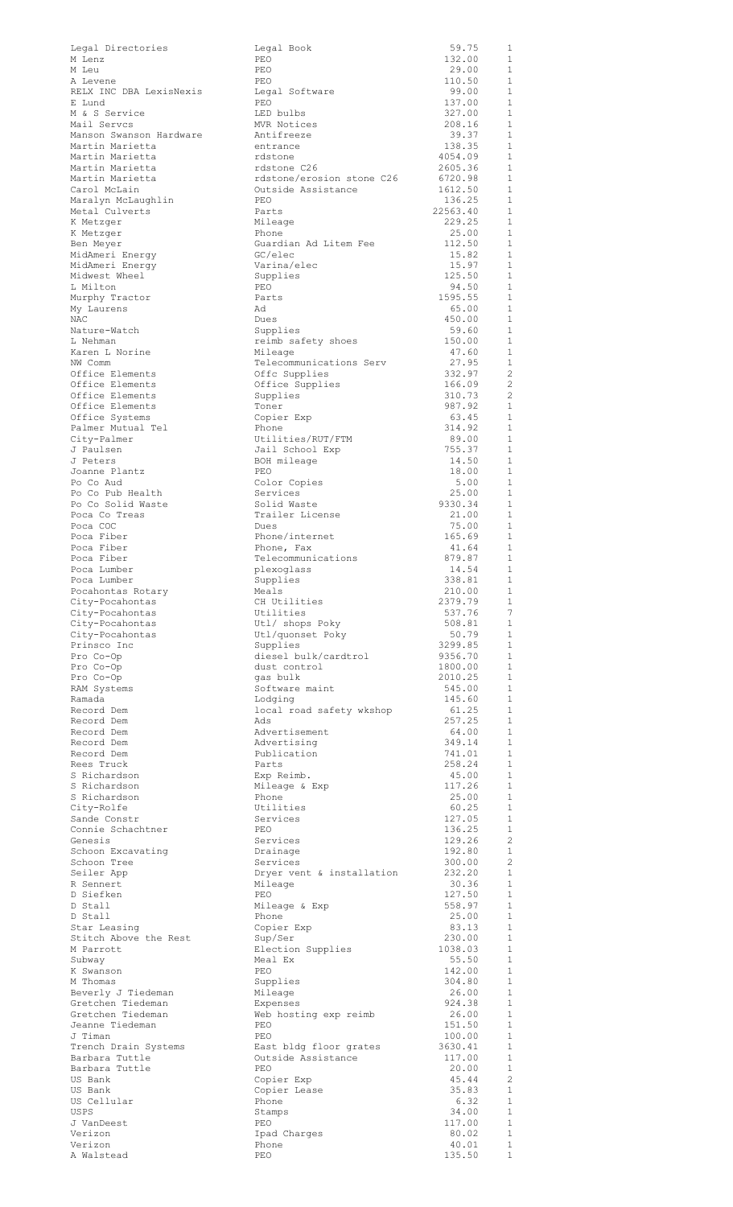| | | | |
|---|---|---|---|
| Legal Directories | Legal Book | 59.75 | 1 |
| M Lenz | PEO | 132.00 | 1 |
| M Leu | PEO | 29.00 | 1 |
| A Levene | PEO | 110.50 | 1 |
| RELX INC DBA LexisNexis | Legal Software | 99.00 | 1 |
| E Lund | PEO | 137.00 | 1 |
| M & S Service | LED bulbs | 327.00 | 1 |
| Mail Servcs | MVR Notices | 208.16 | 1 |
| Manson Swanson Hardware | Antifreeze | 39.37 | 1 |
| Martin Marietta | entrance | 138.35 | 1 |
| Martin Marietta | rdstone | 4054.09 | 1 |
| Martin Marietta | rdstone C26 | 2605.36 | 1 |
| Martin Marietta | rdstone/erosion stone C26 | 6720.98 | 1 |
| Carol McLain | Outside Assistance | 1612.50 | 1 |
| Maralyn McLaughlin | PEO | 136.25 | 1 |
| Metal Culverts | Parts | 22563.40 | 1 |
| K Metzger | Mileage | 229.25 | 1 |
| K Metzger | Phone | 25.00 | 1 |
| Ben Meyer | Guardian Ad Litem Fee | 112.50 | 1 |
| MidAmeri Energy | GC/elec | 15.82 | 1 |
| MidAmeri Energy | Varina/elec | 15.97 | 1 |
| Midwest Wheel | Supplies | 125.50 | 1 |
| L Milton | PEO | 94.50 | 1 |
| Murphy Tractor | Parts | 1595.55 | 1 |
| My Laurens | Ad | 65.00 | 1 |
| NAC | Dues | 450.00 | 1 |
| Nature-Watch | Supplies | 59.60 | 1 |
| L Nehman | reimb safety shoes | 150.00 | 1 |
| Karen L Norine | Mileage | 47.60 | 1 |
| NW Comm | Telecommunications Serv | 27.95 | 1 |
| Office Elements | Offc Supplies | 332.97 | 2 |
| Office Elements | Office Supplies | 166.09 | 2 |
| Office Elements | Supplies | 310.73 | 2 |
| Office Elements | Toner | 987.92 | 1 |
| Office Systems | Copier Exp | 63.45 | 1 |
| Palmer Mutual Tel | Phone | 314.92 | 1 |
| City-Palmer | Utilities/RUT/FTM | 89.00 | 1 |
| J Paulsen | Jail School Exp | 755.37 | 1 |
| J Peters | BOH mileage | 14.50 | 1 |
| Joanne Plantz | PEO | 18.00 | 1 |
| Po Co Aud | Color Copies | 5.00 | 1 |
| Po Co Pub Health | Services | 25.00 | 1 |
| Po Co Solid Waste | Solid Waste | 9330.34 | 1 |
| Poca Co Treas | Trailer License | 21.00 | 1 |
| Poca COC | Dues | 75.00 | 1 |
| Poca Fiber | Phone/internet | 165.69 | 1 |
| Poca Fiber | Phone, Fax | 41.64 | 1 |
| Poca Fiber | Telecommunications | 879.87 | 1 |
| Poca Lumber | plexoglass | 14.54 | 1 |
| Poca Lumber | Supplies | 338.81 | 1 |
| Pocahontas Rotary | Meals | 210.00 | 1 |
| City-Pocahontas | CH Utilities | 2379.79 | 1 |
| City-Pocahontas | Utilities | 537.76 | 7 |
| City-Pocahontas | Utl/ shops Poky | 508.81 | 1 |
| City-Pocahontas | Utl/quonset Poky | 50.79 | 1 |
| Prinsco Inc | Supplies | 3299.85 | 1 |
| Pro Co-Op | diesel bulk/cardtrol | 9356.70 | 1 |
| Pro Co-Op | dust control | 1800.00 | 1 |
| Pro Co-Op | gas bulk | 2010.25 | 1 |
| RAM Systems | Software maint | 545.00 | 1 |
| Ramada | Lodging | 145.60 | 1 |
| Record Dem | local road safety wkshop | 61.25 | 1 |
| Record Dem | Ads | 257.25 | 1 |
| Record Dem | Advertisement | 64.00 | 1 |
| Record Dem | Advertising | 349.14 | 1 |
| Record Dem | Publication | 741.01 | 1 |
| Rees Truck | Parts | 258.24 | 1 |
| S Richardson | Exp Reimb. | 45.00 | 1 |
| S Richardson | Mileage & Exp | 117.26 | 1 |
| S Richardson | Phone | 25.00 | 1 |
| City-Rolfe | Utilities | 60.25 | 1 |
| Sande Constr | Services | 127.05 | 1 |
| Connie Schachtner | PEO | 136.25 | 1 |
| Genesis | Services | 129.26 | 2 |
| Schoon Excavating | Drainage | 192.80 | 1 |
| Schoon Tree | Services | 300.00 | 2 |
| Seiler App | Dryer vent & installation | 232.20 | 1 |
| R Sennert | Mileage | 30.36 | 1 |
| D Siefken | PEO | 127.50 | 1 |
| D Stall | Mileage & Exp | 558.97 | 1 |
| D Stall | Phone | 25.00 | 1 |
| Star Leasing | Copier Exp | 83.13 | 1 |
| Stitch Above the Rest | Sup/Ser | 230.00 | 1 |
| M Parrott | Election Supplies | 1038.03 | 1 |
| Subway | Meal Ex | 55.50 | 1 |
| K Swanson | PEO | 142.00 | 1 |
| M Thomas | Supplies | 304.80 | 1 |
| Beverly J Tiedeman | Mileage | 26.00 | 1 |
| Gretchen Tiedeman | Expenses | 924.38 | 1 |
| Gretchen Tiedeman | Web hosting exp reimb | 26.00 | 1 |
| Jeanne Tiedeman | PEO | 151.50 | 1 |
| J Timan | PEO | 100.00 | 1 |
| Trench Drain Systems | East bldg floor grates | 3630.41 | 1 |
| Barbara Tuttle | Outside Assistance | 117.00 | 1 |
| Barbara Tuttle | PEO | 20.00 | 1 |
| US Bank | Copier Exp | 45.44 | 2 |
| US Bank | Copier Lease | 35.83 | 1 |
| US Cellular | Phone | 6.32 | 1 |
| USPS | Stamps | 34.00 | 1 |
| J VanDeest | PEO | 117.00 | 1 |
| Verizon | Ipad Charges | 80.02 | 1 |
| Verizon | Phone | 40.01 | 1 |
| A Walstead | PEO | 135.50 | 1 |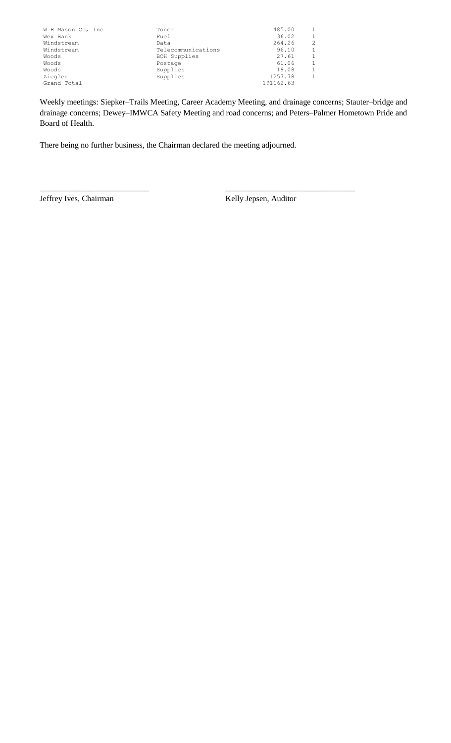| | | | |
|---|---|---|---|
| W B Mason Co, Inc | Toner | 485.00 | 1 |
| Wex Bank | Fuel | 36.02 | 1 |
| Windstream | Data | 264.26 | 2 |
| Windstream | Telecommunications | 96.10 | 1 |
| Woods | BOH Supplies | 27.61 | 1 |
| Woods | Postage | 61.06 | 1 |
| Woods | Supplies | 19.08 | 1 |
| Ziegler | Supplies | 1257.78 | 1 |
| Grand Total | | 191162.63 | |

Weekly meetings: Siepker–Trails Meeting, Career Academy Meeting, and drainage concerns; Stauter–bridge and drainage concerns; Dewey–IMWCA Safety Meeting and road concerns; and Peters–Palmer Hometown Pride and Board of Health.

There being no further business, the Chairman declared the meeting adjourned.

\_\_\_\_\_\_\_\_\_\_\_\_\_\_\_\_\_\_\_\_\_\_\_\_\_\_ \_\_\_\_\_\_\_\_\_\_\_\_\_\_\_\_\_\_\_\_\_\_\_\_\_\_\_\_\_\_\_

Jeffrey Ives, Chairman Kelly Jepsen, Auditor